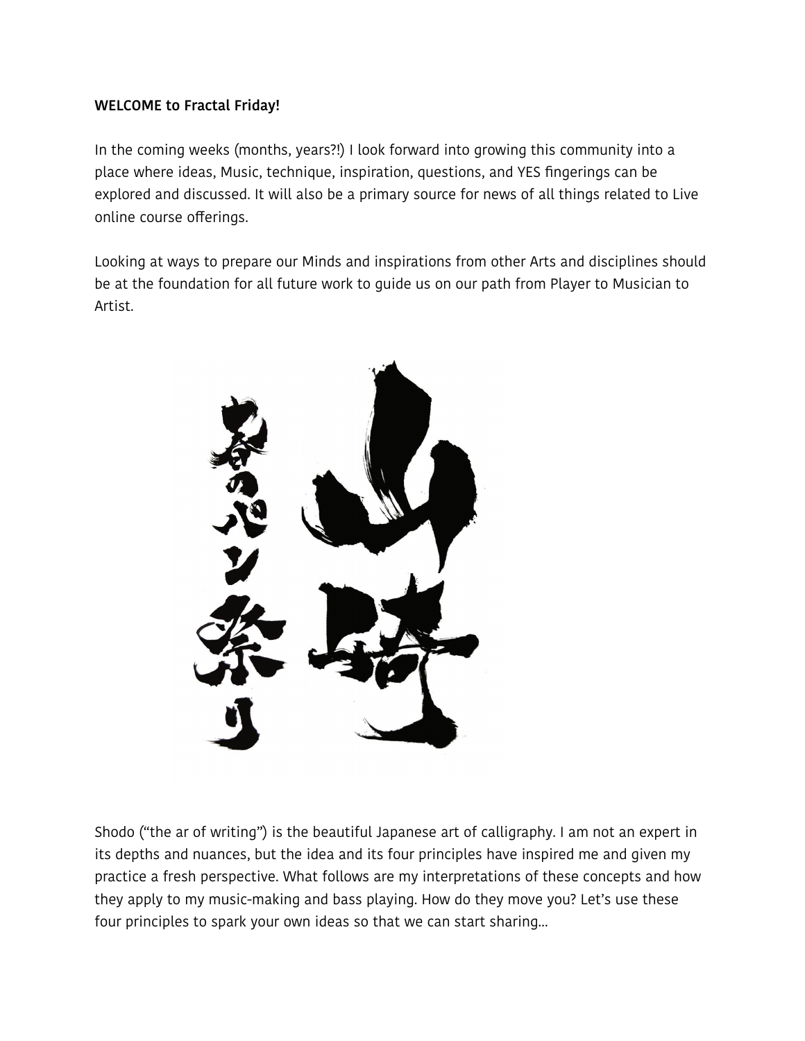**WELCOME to Fractal Friday!**

In the coming weeks (months, years?!) I look forward into growing this community into a place where ideas, Music, technique, inspiration, questions, and YES fingerings can be explored and discussed. It will also be a primary source for news of all things related to Live online course offerings.

Looking at ways to prepare our Minds and inspirations from other Arts and disciplines should be at the foundation for all future work to guide us on our path from Player to Musician to Artist.

Shodo ("the ar of writing") is the beautiful Japanese art of calligraphy. I am not an expert in its depths and nuances, but the idea and its four principles have inspired me and given my practice a fresh perspective. What follows are my interpretations of these concepts and how they apply to my music-making and bass playing. How do they move you? Let's use these four principles to spark your own ideas so that we can start sharing...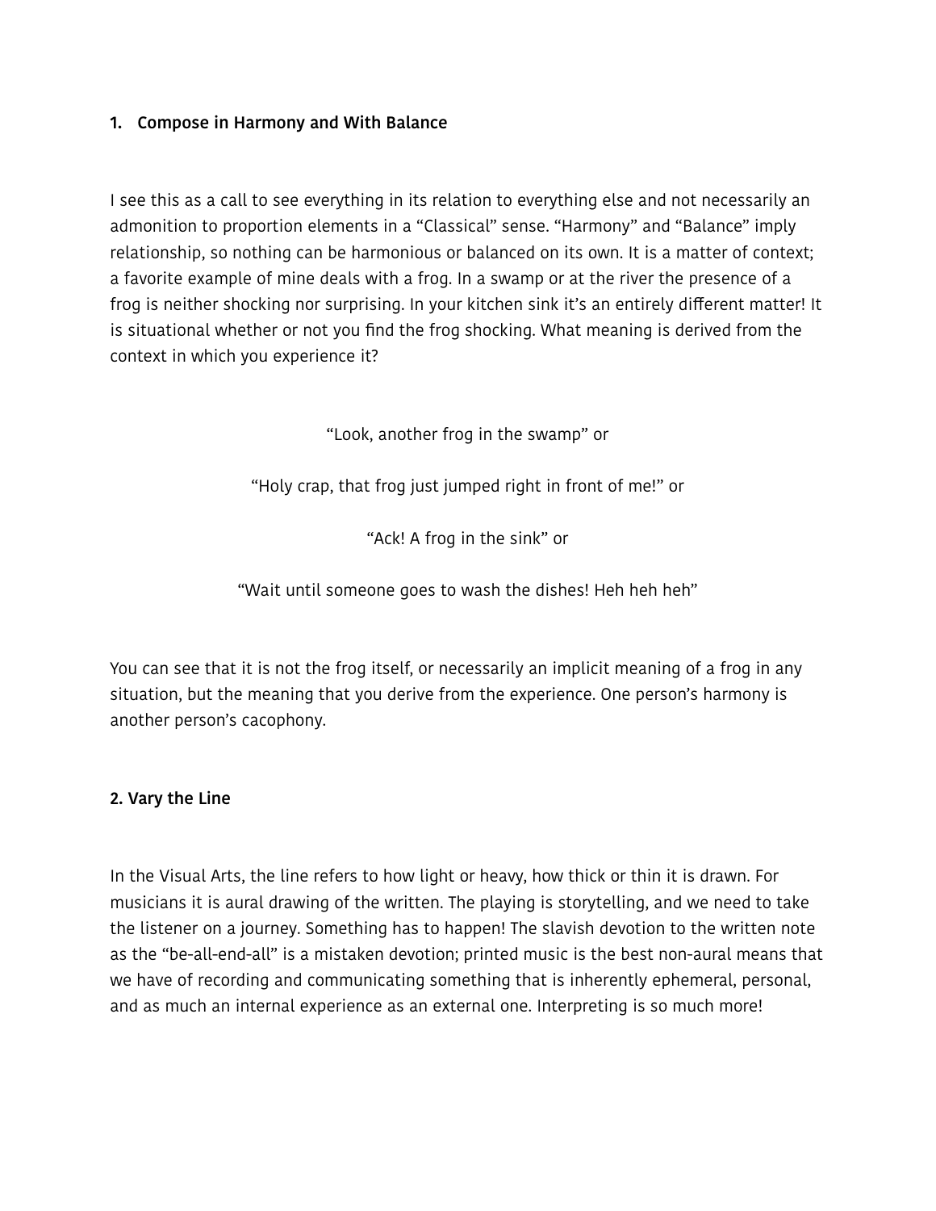1. **Compose in Harmony and With Balance**

I see this as a call to see everything in its relation to everything else and not necessarily an admonition to proportion elements in a "Classical" sense. "Harmony" and "Balance" imply relationship, so nothing can be harmonious or balanced on its own. It is a matter of context; a favorite example of mine deals with a frog. In a swamp or at the river the presence of a frog is neither shocking nor surprising. In your kitchen sink it's an entirely different matter! It is situational whether or not you find the frog shocking. What meaning is derived from the context in which you experience it?

"Look, another frog in the swamp" or

"Holy crap, that frog just jumped right in front of me!" or

"Ack! A frog in the sink" or

"Wait until someone goes to wash the dishes! Heh heh heh"

You can see that it is not the frog itself, or necessarily an implicit meaning of a frog in any situation, but the meaning that you derive from the experience. One person's harmony is another person's cacophony.

**2. Vary the Line**

In the Visual Arts, the line refers to how light or heavy, how thick or thin it is drawn. For musicians it is aural drawing of the written. The playing is storytelling, and we need to take the listener on a journey. Something has to happen! The slavish devotion to the written note as the "be-all-end-all" is a mistaken devotion; printed music is the best non-aural means that we have of recording and communicating something that is inherently ephemeral, personal, and as much an internal experience as an external one. Interpreting is so much more!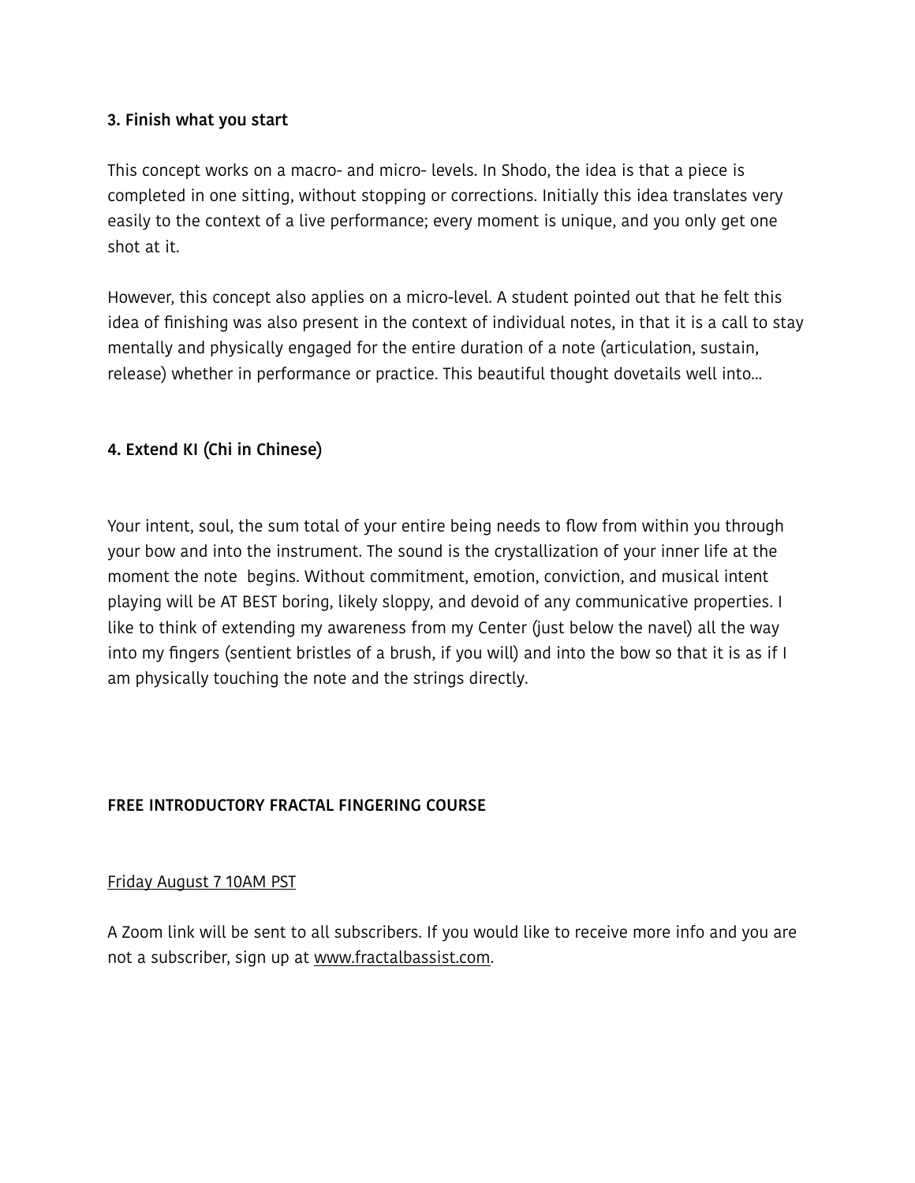### 3. Finish what you start

This concept works on a macro- and micro- levels. In Shodo, the idea is that a piece is completed in one sitting, without stopping or corrections. Initially this idea translates very easily to the context of a live performance; every moment is unique, and you only get one shot at it.

However, this concept also applies on a micro-level. A student pointed out that he felt this idea of finishing was also present in the context of individual notes, in that it is a call to stay mentally and physically engaged for the entire duration of a note (articulation, sustain, release) whether in performance or practice. This beautiful thought dovetails well into...

### 4. Extend KI (Chi in Chinese)

Your intent, soul, the sum total of your entire being needs to flow from within you through your bow and into the instrument. The sound is the crystallization of your inner life at the moment the note begins. Without commitment, emotion, conviction, and musical intent playing will be AT BEST boring, likely sloppy, and devoid of any communicative properties. I like to think of extending my awareness from my Center (just below the navel) all the way into my fingers (sentient bristles of a brush, if you will) and into the bow so that it is as if I am physically touching the note and the strings directly.

### FREE INTRODUCTORY FRACTAL FINGERING COURSE

Friday August 7 10AM PST

A Zoom link will be sent to all subscribers. If you would like to receive more info and you are not a subscriber, sign up at www.fractalbassist.com.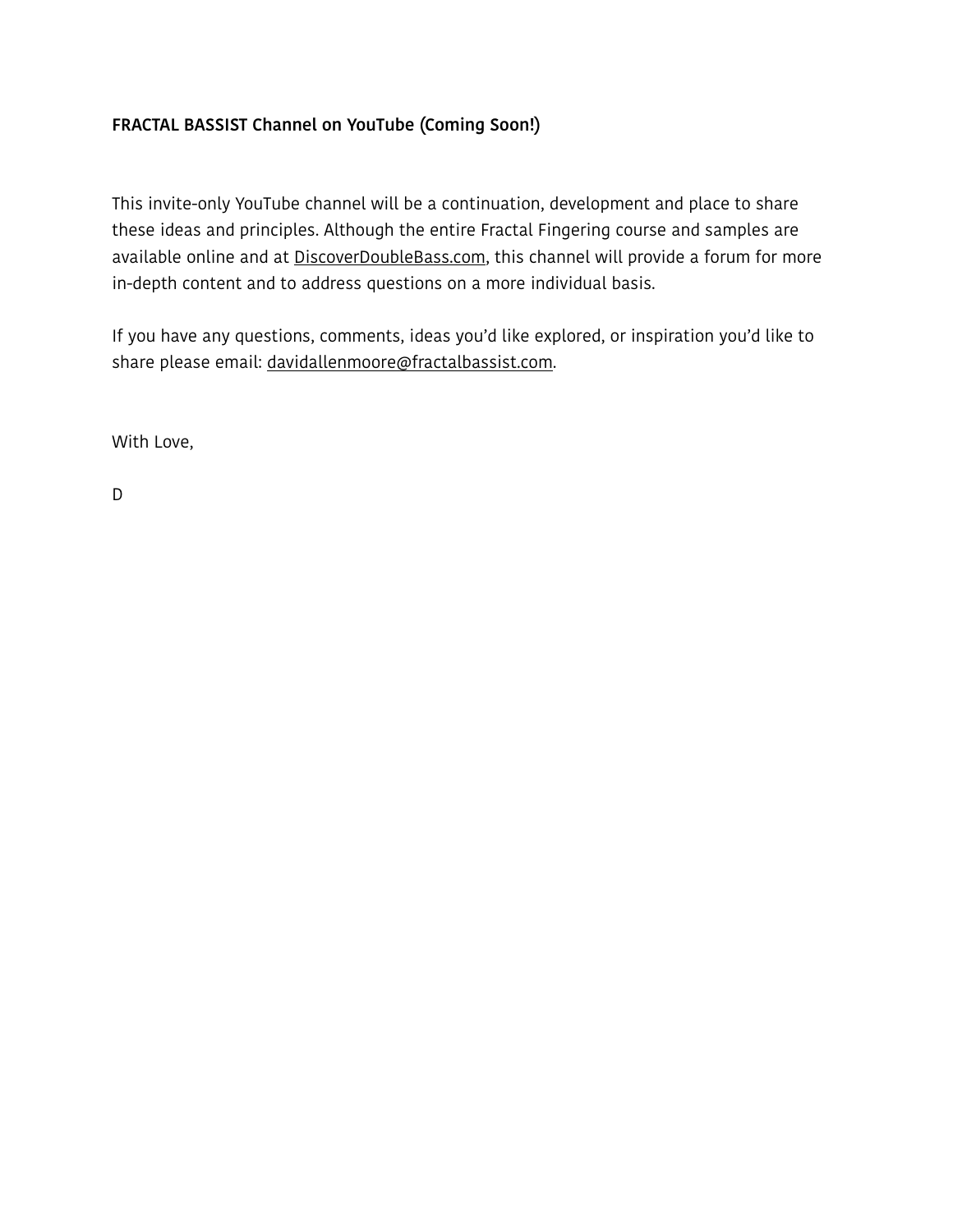**FRACTAL BASSIST Channel on YouTube (Coming Soon!)**

This invite-only YouTube channel will be a continuation, development and place to share these ideas and principles. Although the entire Fractal Fingering course and samples are available online and at DiscoverDoubleBass.com, this channel will provide a forum for more in-depth content and to address questions on a more individual basis.

If you have any questions, comments, ideas you'd like explored, or inspiration you'd like to share please email: davidallenmoore@fractalbassist.com.

With Love,

D